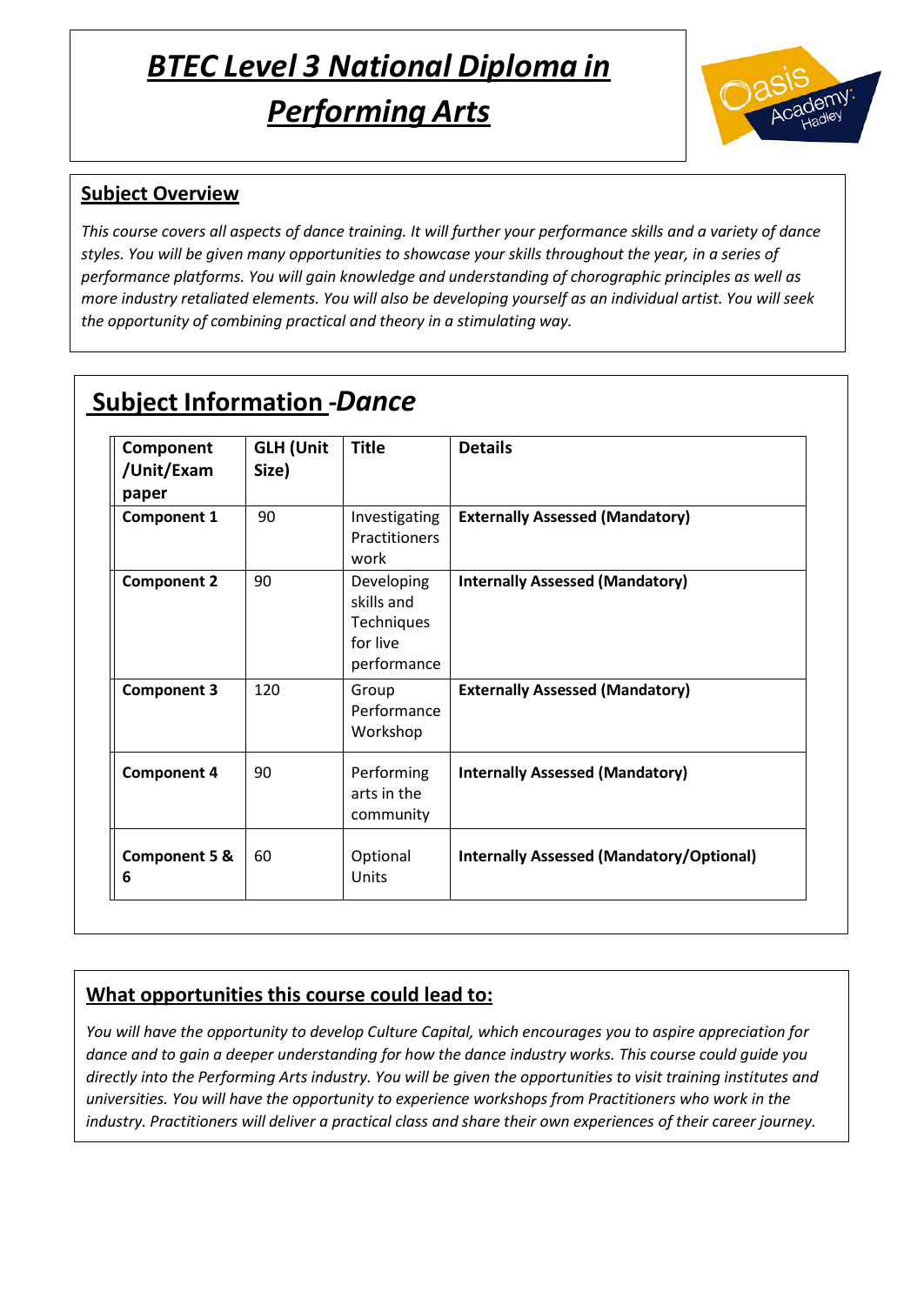# ***BTEC Level 3 National Diploma in Performing Arts***

## Subject Overview

*This course covers all aspects of dance training. It will further your performance skills and a variety of dance styles. You will be given many opportunities to showcase your skills throughout the year, in a series of performance platforms. You will gain knowledge and understanding of chorographic principles as well as more industry retaliated elements. You will also be developing yourself as an individual artist. You will seek the opportunity of combining practical and theory in a stimulating way.*

## Subject Information -*Dance*

| Component /Unit/Exam paper | GLH (Unit Size) | Title | Details |
|---|---|---|---|
| **Component 1** | 90 | Investigating Practitioners work | **Externally Assessed (Mandatory)** |
| **Component 2** | 90 | Developing skills and Techniques for live performance | **Internally Assessed (Mandatory)** |
| **Component 3** | 120 | Group Performance Workshop | **Externally Assessed (Mandatory)** |
| **Component 4** | 90 | Performing arts in the community | **Internally Assessed (Mandatory)** |
| **Component 5 & 6** | 60 | Optional Units | **Internally Assessed (Mandatory/Optional)** |

## What opportunities this course could lead to:

*You will have the opportunity to develop Culture Capital, which encourages you to aspire appreciation for dance and to gain a deeper understanding for how the dance industry works. This course could guide you directly into the Performing Arts industry. You will be given the opportunities to visit training institutes and universities. You will have the opportunity to experience workshops from Practitioners who work in the industry. Practitioners will deliver a practical class and share their own experiences of their career journey.*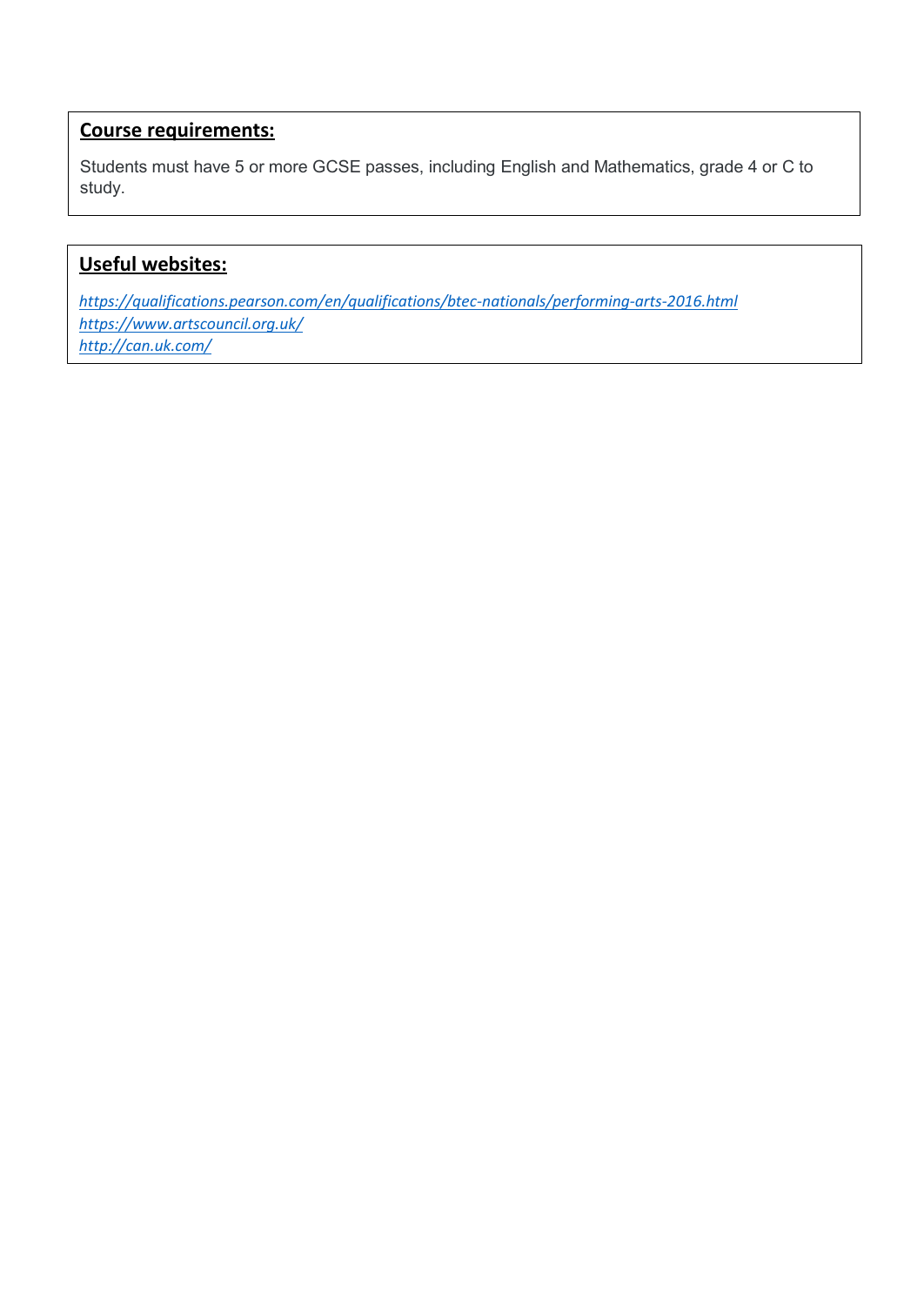## Course requirements:

Students must have 5 or more GCSE passes, including English and Mathematics, grade 4 or C to study.

## Useful websites:

*https://qualifications.pearson.com/en/qualifications/btec-nationals/performing-arts-2016.html*
*https://www.artscouncil.org.uk/*
*http://can.uk.com/*